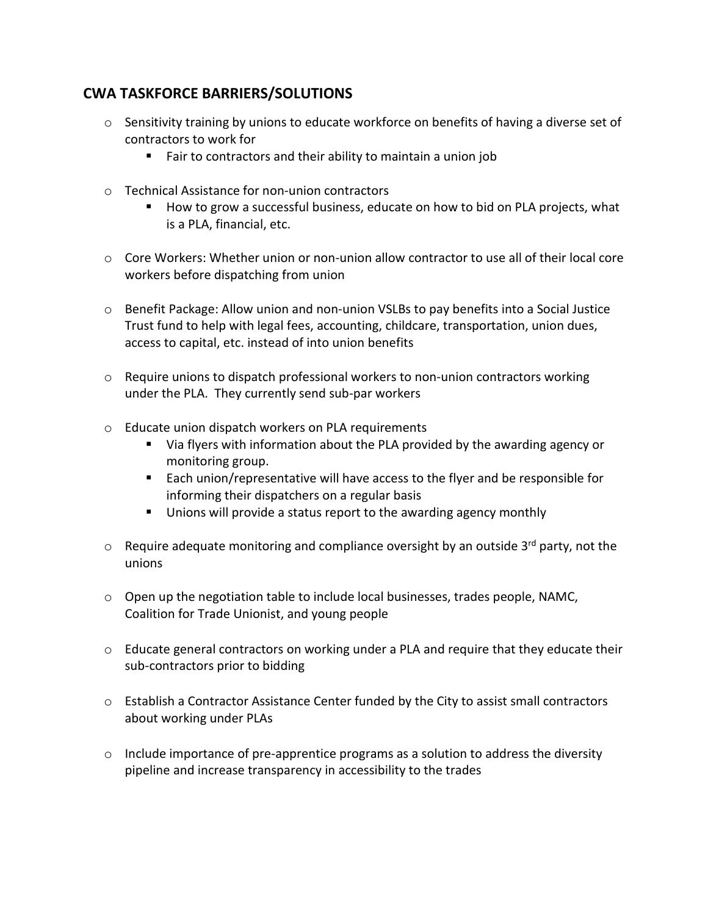## CWA TASKFORCE BARRIERS/SOLUTIONS

- Sensitivity training by unions to educate workforce on benefits of having a diverse set of contractors to work for
  - Fair to contractors and their ability to maintain a union job
- Technical Assistance for non-union contractors
  - How to grow a successful business, educate on how to bid on PLA projects, what is a PLA, financial, etc.
- Core Workers: Whether union or non-union allow contractor to use all of their local core workers before dispatching from union
- Benefit Package: Allow union and non-union VSLBs to pay benefits into a Social Justice Trust fund to help with legal fees, accounting, childcare, transportation, union dues, access to capital, etc. instead of into union benefits
- Require unions to dispatch professional workers to non-union contractors working under the PLA. They currently send sub-par workers
- Educate union dispatch workers on PLA requirements
  - Via flyers with information about the PLA provided by the awarding agency or monitoring group.
  - Each union/representative will have access to the flyer and be responsible for informing their dispatchers on a regular basis
  - Unions will provide a status report to the awarding agency monthly
- Require adequate monitoring and compliance oversight by an outside 3rd party, not the unions
- Open up the negotiation table to include local businesses, trades people, NAMC, Coalition for Trade Unionist, and young people
- Educate general contractors on working under a PLA and require that they educate their sub-contractors prior to bidding
- Establish a Contractor Assistance Center funded by the City to assist small contractors about working under PLAs
- Include importance of pre-apprentice programs as a solution to address the diversity pipeline and increase transparency in accessibility to the trades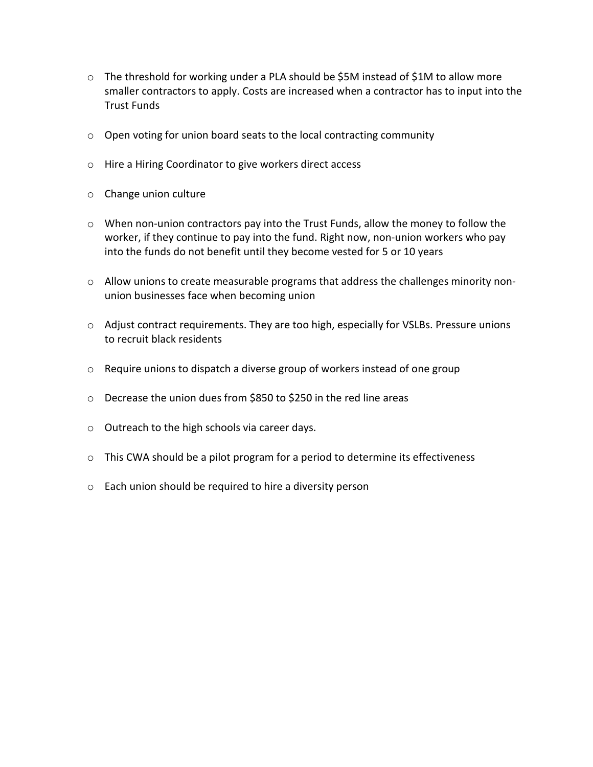- The threshold for working under a PLA should be $5M instead of $1M to allow more smaller contractors to apply. Costs are increased when a contractor has to input into the Trust Funds
- Open voting for union board seats to the local contracting community
- Hire a Hiring Coordinator to give workers direct access
- Change union culture
- When non-union contractors pay into the Trust Funds, allow the money to follow the worker, if they continue to pay into the fund. Right now, non-union workers who pay into the funds do not benefit until they become vested for 5 or 10 years
- Allow unions to create measurable programs that address the challenges minority non-union businesses face when becoming union
- Adjust contract requirements. They are too high, especially for VSLBs. Pressure unions to recruit black residents
- Require unions to dispatch a diverse group of workers instead of one group
- Decrease the union dues from $850 to $250 in the red line areas
- Outreach to the high schools via career days.
- This CWA should be a pilot program for a period to determine its effectiveness
- Each union should be required to hire a diversity person